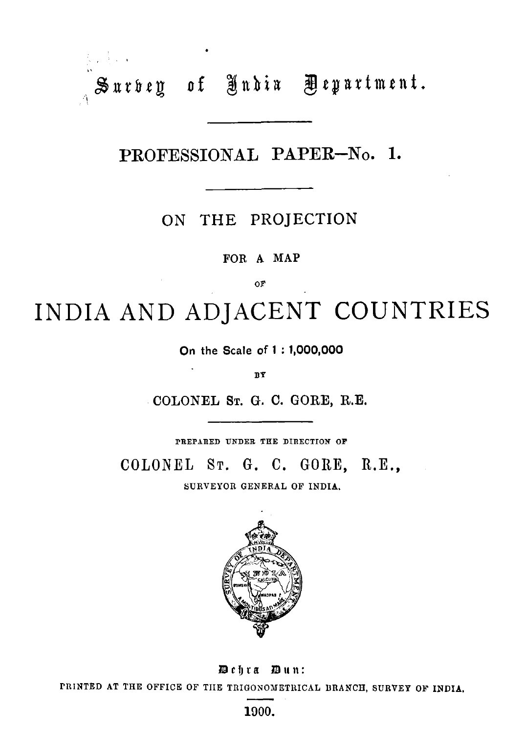# Survey of India Department.

## PROFESSIONAL PAPER—No. 1.

### ON THE PROJECTION

FOR A MAP

OF

# INDIA AND ADJACENT COUNTRIES

**On the Scale of 1 : 1,000,000**

BY

COLONEL ST. G. C. GORE, R.E.

PREPARED UNDER THE DIRECTION OF

COLONEL ST. G. C. GORE, R.E.,

SURVEYOR GENERAL OF INDIA.

Dehra Dun:

PRINTED AT THE OFFICE OF THE TRIGONOMETRICAL BRANCH, SURVEY OF INDIA.

1900.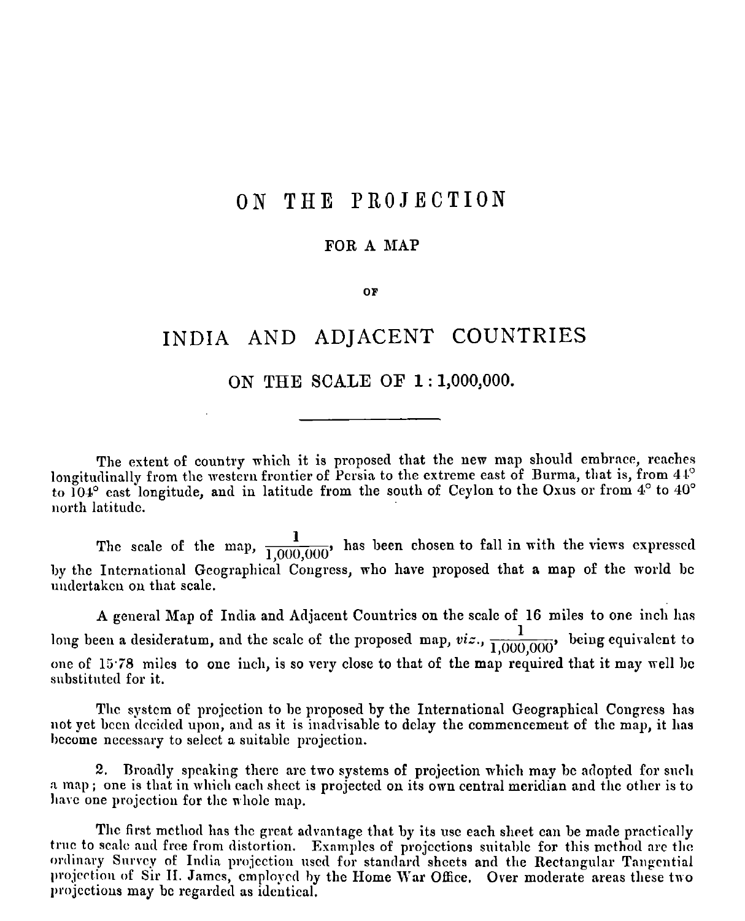# ON THE PROJECTION

### FOR A MAP

### OF

# INDIA AND ADJACENT COUNTRIES

## ON THE SCALE OF 1 : 1,000,000.

---

The extent of country which it is proposed that the new map should embrace, reaches longitudinally from the western frontier of Persia to the extreme east of Burma, that is, from 44° to 104° east longitude, and in latitude from the south of Ceylon to the Oxus or from 4° to 40° north latitude.

The scale of the map, $\frac{1}{1,000,000}$, has been chosen to fall in with the views expressed by the International Geographical Congress, who have proposed that a map of the world be undertaken on that scale.

A general Map of India and Adjacent Countries on the scale of 16 miles to one inch has long been a desideratum, and the scale of the proposed map, *viz.*, $\frac{1}{1,000,000}$, being equivalent to one of 15·78 miles to one inch, is so very close to that of the map required that it may well be substituted for it.

The system of projection to be proposed by the International Geographical Congress has not yet been decided upon, and as it is inadvisable to delay the commencement of the map, it has become necessary to select a suitable projection.

2. Broadly speaking there are two systems of projection which may be adopted for such a map; one is that in which each sheet is projected on its own central meridian and the other is to have one projection for the whole map.

The first method has the great advantage that by its use each sheet can be made practically true to scale and free from distortion. Examples of projections suitable for this method are the ordinary Survey of India projection used for standard sheets and the Rectangular Tangential projection of Sir H. James, employed by the Home War Office. Over moderate areas these two projections may be regarded as identical.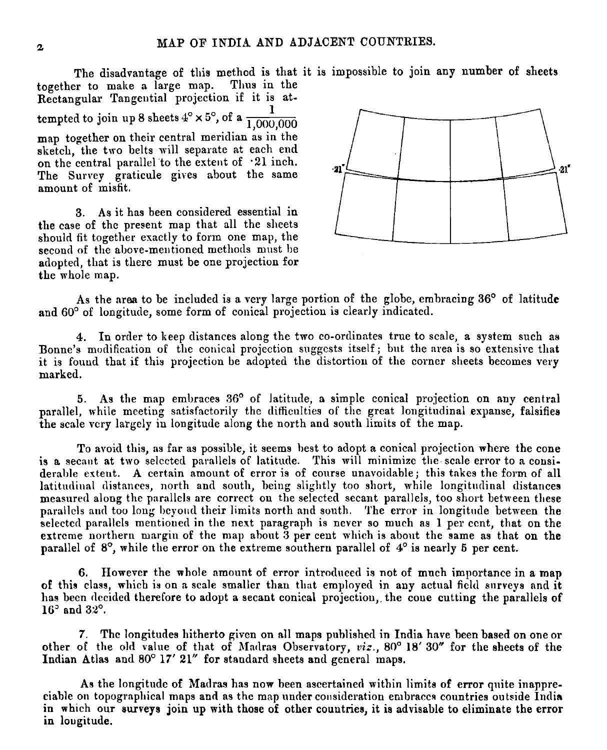The disadvantage of this method is that it is impossible to join any number of sheets together to make a large map. Thus in the Rectangular Tangential projection if it is attempted to join up 8 sheets 4° × 5°, of a $\frac{1}{1,000,000}$ map together on their central meridian as in the sketch, the two belts will separate at each end on the central parallel to the extent of ·21 inch. The Survey graticule gives about the same amount of misfit.

3. As it has been considered essential in the case of the present map that all the sheets should fit together exactly to form one map, the second of the above-mentioned methods must be adopted, that is there must be one projection for the whole map.

As the area to be included is a very large portion of the globe, embracing 36° of latitude and 60° of longitude, some form of conical projection is clearly indicated.

4. In order to keep distances along the two co-ordinates true to scale, a system such as Bonne's modification of the conical projection suggests itself; but the area is so extensive that it is found that if this projection be adopted the distortion of the corner sheets becomes very marked.

5. As the map embraces 36° of latitude, a simple conical projection on any central parallel, while meeting satisfactorily the difficulties of the great longitudinal expanse, falsifies the scale very largely in longitude along the north and south limits of the map.

To avoid this, as far as possible, it seems best to adopt a conical projection where the cone is a secant at two selected parallels of latitude. This will minimize the scale error to a considerable extent. A certain amount of error is of course unavoidable; this takes the form of all latitudinal distances, north and south, being slightly too short, while longitudinal distances measured along the parallels are correct on the selected secant parallels, too short between these parallels and too long beyond their limits north and south. The error in longitude between the selected parallels mentioned in the next paragraph is never so much as 1 per cent, that on the extreme northern margin of the map about 3 per cent which is about the same as that on the parallel of 8°, while the error on the extreme southern parallel of 4° is nearly 5 per cent.

6. However the whole amount of error introduced is not of much importance in a map of this class, which is on a scale smaller than that employed in any actual field surveys and it has been decided therefore to adopt a secant conical projection, the cone cutting the parallels of 16° and 32°.

7. The longitudes hitherto given on all maps published in India have been based on one or other of the old value of that of Madras Observatory, *viz.*, 80° 18′ 30″ for the sheets of the Indian Atlas and 80° 17′ 21″ for standard sheets and general maps.

As the longitude of Madras has now been ascertained within limits of error quite inappreciable on topographical maps and as the map under consideration embraces countries outside India in which our surveys join up with those of other countries, it is advisable to eliminate the error in longitude.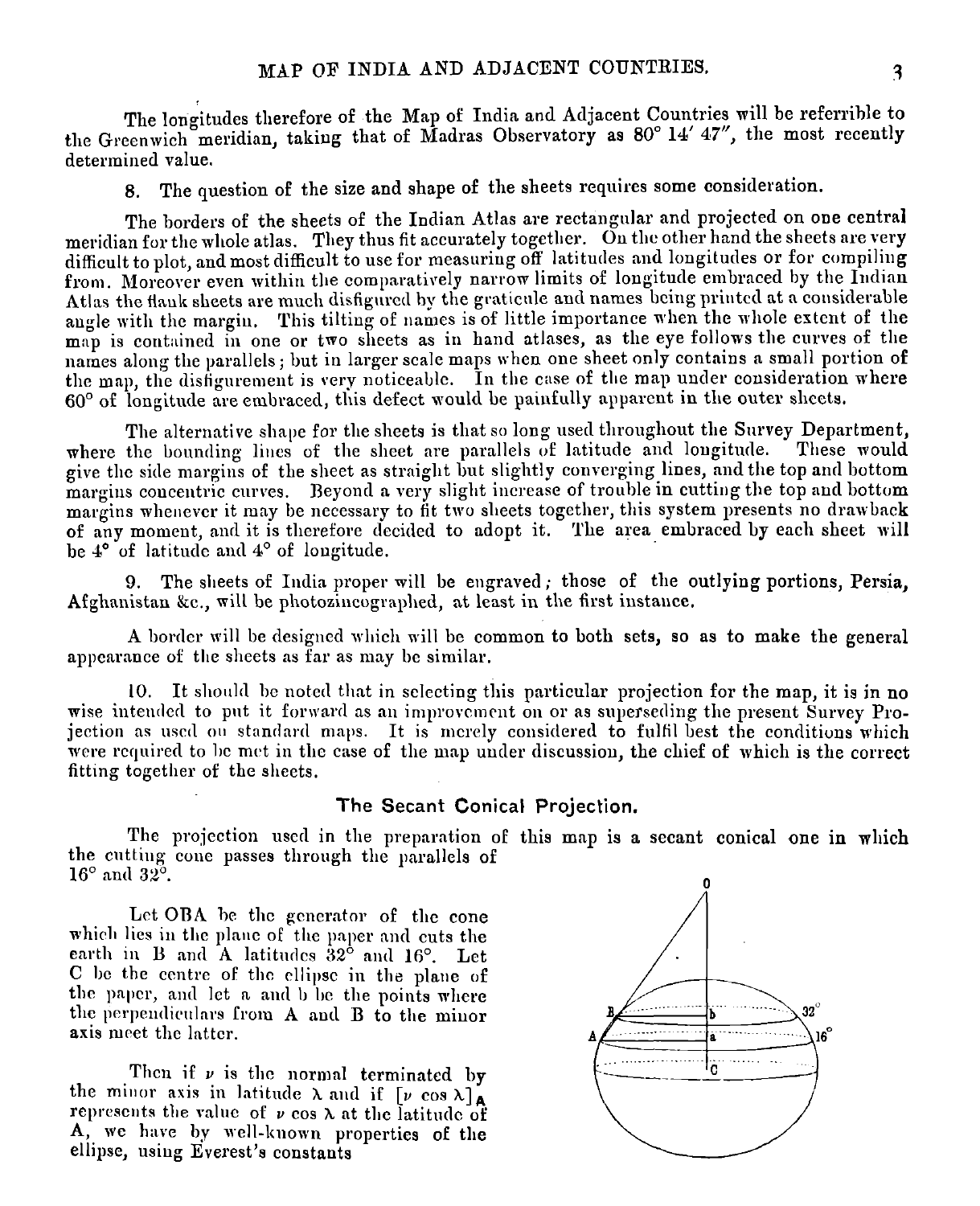The longitudes therefore of the Map of India and Adjacent Countries will be referrible to the Greenwich meridian, taking that of Madras Observatory as 80° 14′ 47″, the most recently determined value.

8. The question of the size and shape of the sheets requires some consideration.

The borders of the sheets of the Indian Atlas are rectangular and projected on one central meridian for the whole atlas. They thus fit accurately together. On the other hand the sheets are very difficult to plot, and most difficult to use for measuring off latitudes and longitudes or for compiling from. Moreover even within the comparatively narrow limits of longitude embraced by the Indian Atlas the flank sheets are much disfigured by the graticule and names being printed at a considerable angle with the margin. This tilting of names is of little importance when the whole extent of the map is contained in one or two sheets as in hand atlases, as the eye follows the curves of the names along the parallels; but in larger scale maps when one sheet only contains a small portion of the map, the disfigurement is very noticeable. In the case of the map under consideration where 60° of longitude are embraced, this defect would be painfully apparent in the outer sheets.

The alternative shape for the sheets is that so long used throughout the Survey Department, where the bounding lines of the sheet are parallels of latitude and longitude. These would give the side margins of the sheet as straight but slightly converging lines, and the top and bottom margins concentric curves. Beyond a very slight increase of trouble in cutting the top and bottom margins whenever it may be necessary to fit two sheets together, this system presents no drawback of any moment, and it is therefore decided to adopt it. The area embraced by each sheet will be 4° of latitude and 4° of longitude.

9. The sheets of India proper will be engraved; those of the outlying portions, Persia, Afghanistan &c., will be photozincographed, at least in the first instance.

A border will be designed which will be common to both sets, so as to make the general appearance of the sheets as far as may be similar.

10. It should be noted that in selecting this particular projection for the map, it is in no wise intended to put it forward as an improvement on or as superseding the present Survey Projection as used on standard maps. It is merely considered to fulfil best the conditions which were required to be met in the case of the map under discussion, the chief of which is the correct fitting together of the sheets.

## The Secant Conical Projection.

The projection used in the preparation of this map is a secant conical one in which the cutting cone passes through the parallels of 16° and 32°.

Let OBA be the generator of the cone which lies in the plane of the paper and cuts the earth in B and A latitudes 32° and 16°. Let C be the centre of the ellipse in the plane of the paper, and let a and b be the points where the perpendiculars from A and B to the minor axis meet the latter.

Then if $\nu$ is the normal terminated by the minor axis in latitude $\lambda$ and if $[\nu \cos \lambda]_A$ represents the value of $\nu \cos \lambda$ at the latitude of A, we have by well-known properties of the ellipse, using Everest's constants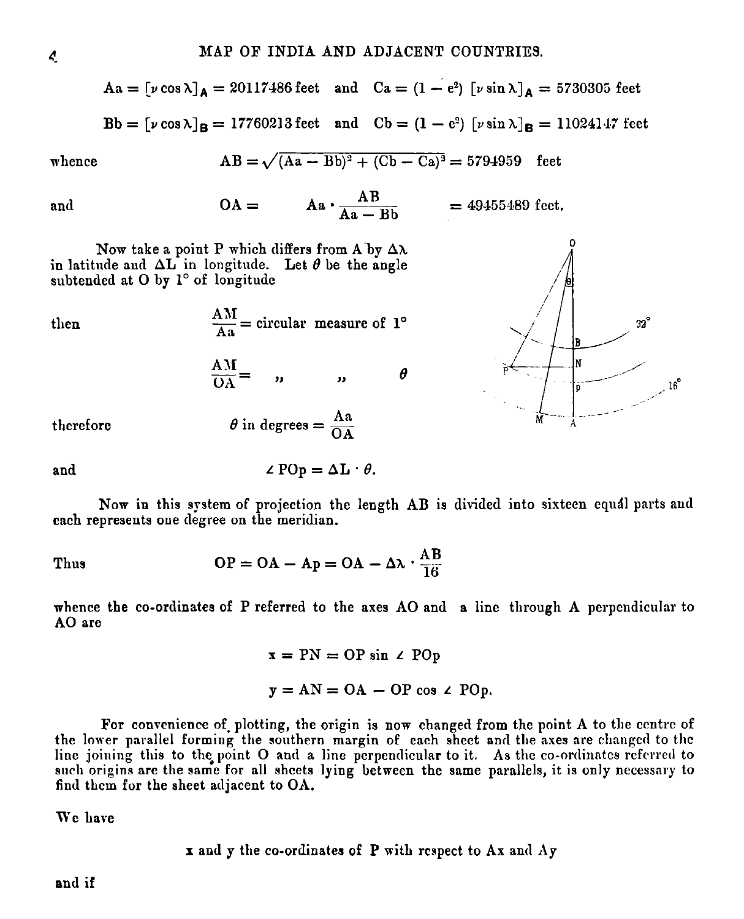$$\mathrm{Aa} = [\nu \cos \lambda]_{\mathsf{A}} = 20117486 \text{ feet} \quad \text{and} \quad \mathrm{Ca} = (1 - e^2)\ [\nu \sin \lambda]_{\mathsf{A}} = 5730305 \text{ feet}$$

$$\mathrm{Bb} = [\nu \cos \lambda]_{\mathsf{B}} = 17760213 \text{ feet} \quad \text{and} \quad \mathrm{Cb} = (1 - e^2)\ [\nu \sin \lambda]_{\mathsf{B}} = 11024147 \text{ feet}$$

whence

$$\mathrm{AB} = \sqrt{(\mathrm{Aa} - \mathrm{Bb})^2 + (\mathrm{Cb} - \mathrm{Ca})^2} = 5794959 \quad \text{feet}$$

and

$$\mathrm{OA} = \quad \mathrm{Aa} \cdot \frac{\mathrm{AB}}{\mathrm{Aa} - \mathrm{Bb}} \quad = 49455489 \text{ feet.}$$

Now take a point P which differs from A by $\Delta\lambda$ in latitude and $\Delta L$ in longitude. Let $\theta$ be the angle subtended at O by 1° of longitude

then

$$\frac{\mathrm{AM}}{\mathrm{Aa}} = \text{circular measure of } 1^\circ$$

$$\frac{\mathrm{AM}}{\mathrm{OA}} = \quad \text{,,} \qquad \text{,,} \qquad \theta$$

therefore

$$\theta \text{ in degrees} = \frac{\mathrm{Aa}}{\mathrm{OA}}$$

and

$$\angle\, \mathrm{POp} = \Delta L \cdot \theta.$$

Now in this system of projection the length AB is divided into sixteen equal parts and each represents one degree on the meridian.

Thus

$$\mathrm{OP} = \mathrm{OA} - \mathrm{Ap} = \mathrm{OA} - \Delta\lambda \cdot \frac{\mathrm{AB}}{16}$$

whence the co-ordinates of P referred to the axes AO and a line through A perpendicular to AO are

$$x = \mathrm{PN} = \mathrm{OP} \sin \angle\, \mathrm{POp}$$

$$y = \mathrm{AN} = \mathrm{OA} - \mathrm{OP} \cos \angle\, \mathrm{POp}.$$

For convenience of plotting, the origin is now changed from the point A to the centre of the lower parallel forming the southern margin of each sheet and the axes are changed to the line joining this to the point O and a line perpendicular to it. As the co-ordinates referred to such origins are the same for all sheets lying between the same parallels, it is only necessary to find them for the sheet adjacent to OA.

We have

$x$ and $y$ the co-ordinates of P with respect to A$x$ and A$y$

and if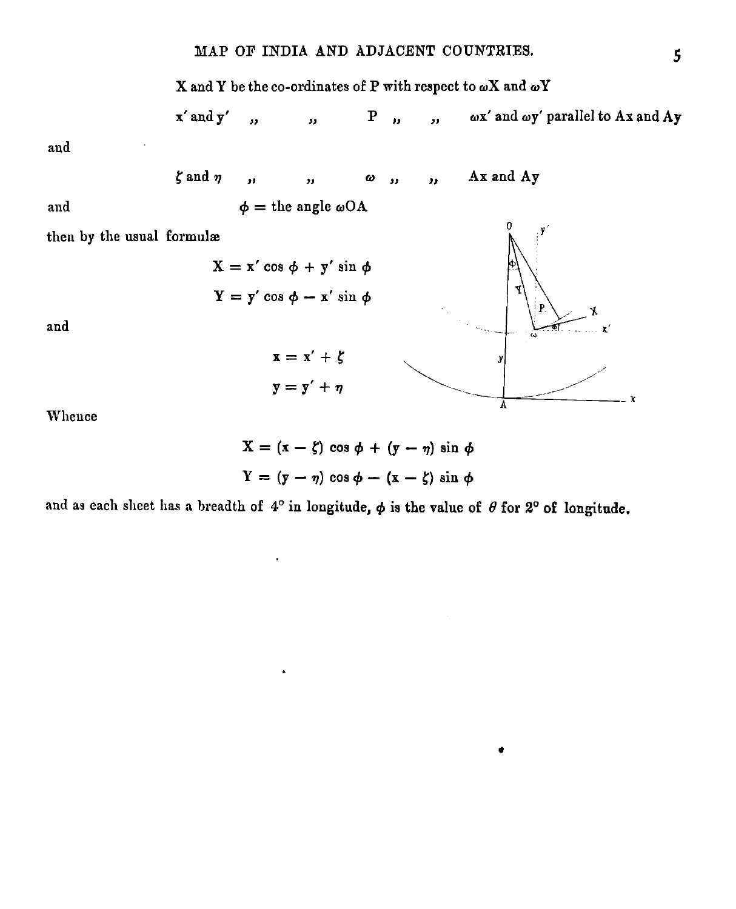X and Y be the co-ordinates of P with respect to $\omega$X and $\omega$Y

x′ and y′ ,, ,, P ,, ,, $\omega$x′ and $\omega$y′ parallel to Ax and Ay

and

$\zeta$ and $\eta$ ,, ,, $\omega$ ,, ,, Ax and Ay

and $\phi$ = the angle $\omega$OA

then by the usual formulæ

$$X = x' \cos \phi + y' \sin \phi$$

$$Y = y' \cos \phi - x' \sin \phi$$

and

$$x = x' + \zeta$$

$$y = y' + \eta$$

Whence

$$X = (x - \zeta) \cos \phi + (y - \eta) \sin \phi$$

$$Y = (y - \eta) \cos \phi - (x - \zeta) \sin \phi$$

and as each sheet has a breadth of 4° in longitude, $\phi$ is the value of $\theta$ for 2° of longitude.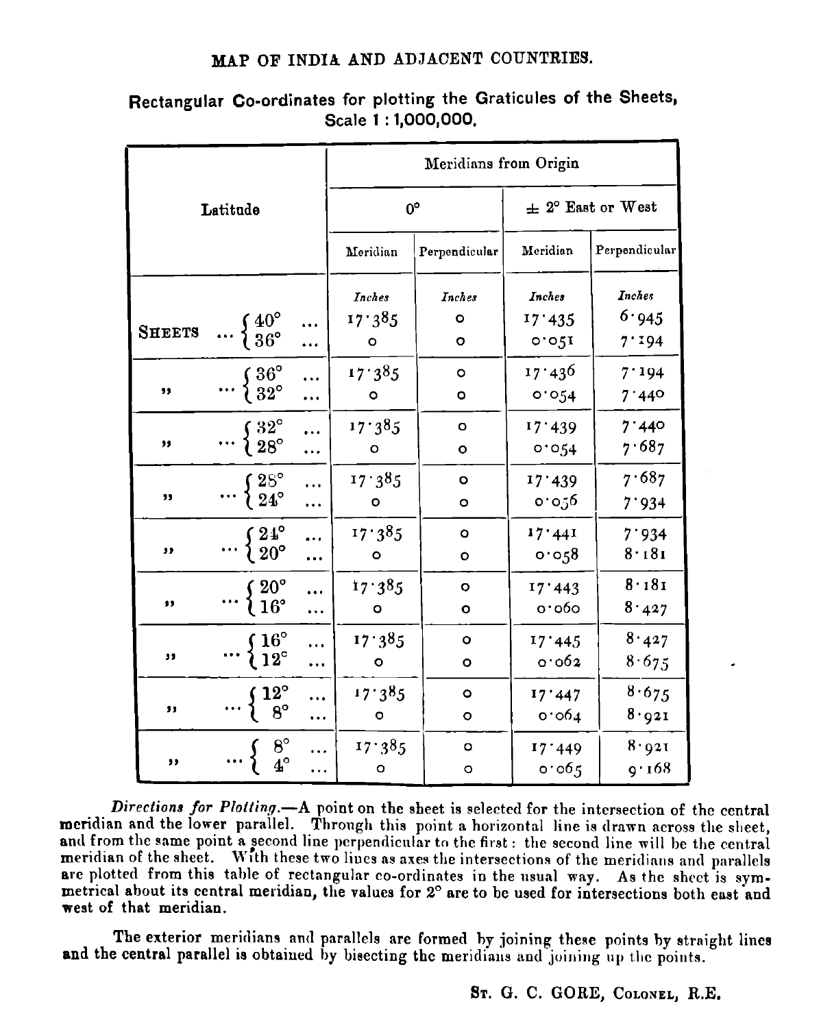## MAP OF INDIA AND ADJACENT COUNTRIES.

### Rectangular Co-ordinates for plotting the Graticules of the Sheets, Scale 1 : 1,000,000.

| Latitude | | Meridians from Origin | | | |
|---|---|---|---|---|---|
| | | 0° | | ± 2° East or West | |
| | | Meridian | Perpendicular | Meridian | Perpendicular |
| | | *Inches* | *Inches* | *Inches* | *Inches* |
| SHEETS ... | 40° ... | 17·385 | 0 | 17·435 | 6·945 |
| | 36° ... | 0 | 0 | 0·051 | 7·194 |
| ,, ... | 36° ... | 17·385 | 0 | 17·436 | 7·194 |
| | 32° ... | 0 | 0 | 0·054 | 7·440 |
| ,, ... | 32° ... | 17·385 | 0 | 17·439 | 7·440 |
| | 28° ... | 0 | 0 | 0·054 | 7·687 |
| ,, ... | 28° ... | 17·385 | 0 | 17·439 | 7·687 |
| | 24° ... | 0 | 0 | 0·056 | 7·934 |
| ,, ... | 24° ... | 17·385 | 0 | 17·441 | 7·934 |
| | 20° ... | 0 | 0 | 0·058 | 8·181 |
| ,, ... | 20° ... | 17·385 | 0 | 17·443 | 8·181 |
| | 16° ... | 0 | 0 | 0·060 | 8·427 |
| ,, ... | 16° ... | 17·385 | 0 | 17·445 | 8·427 |
| | 12° ... | 0 | 0 | 0·062 | 8·675 |
| ,, ... | 12° ... | 17·385 | 0 | 17·447 | 8·675 |
| | 8° ... | 0 | 0 | 0·064 | 8·921 |
| ,, ... | 8° ... | 17·385 | 0 | 17·449 | 8·921 |
| | 4° ... | 0 | 0 | 0·065 | 9·168 |

*Directions for Plotting.*—A point on the sheet is selected for the intersection of the central meridian and the lower parallel. Through this point a horizontal line is drawn across the sheet, and from the same point a second line perpendicular to the first: the second line will be the central meridian of the sheet. With these two lines as axes the intersections of the meridians and parallels are plotted from this table of rectangular co-ordinates in the usual way. **As the sheet is symmetrical about its central meridian, the values for 2° are to be used for intersections both east and west of that meridian.**

The exterior meridians and parallels are formed by joining these points by straight lines **and the central parallel is obtained** by bisecting the meridians and joining up the points.

ST. G. C. GORE, COLONEL, R.E.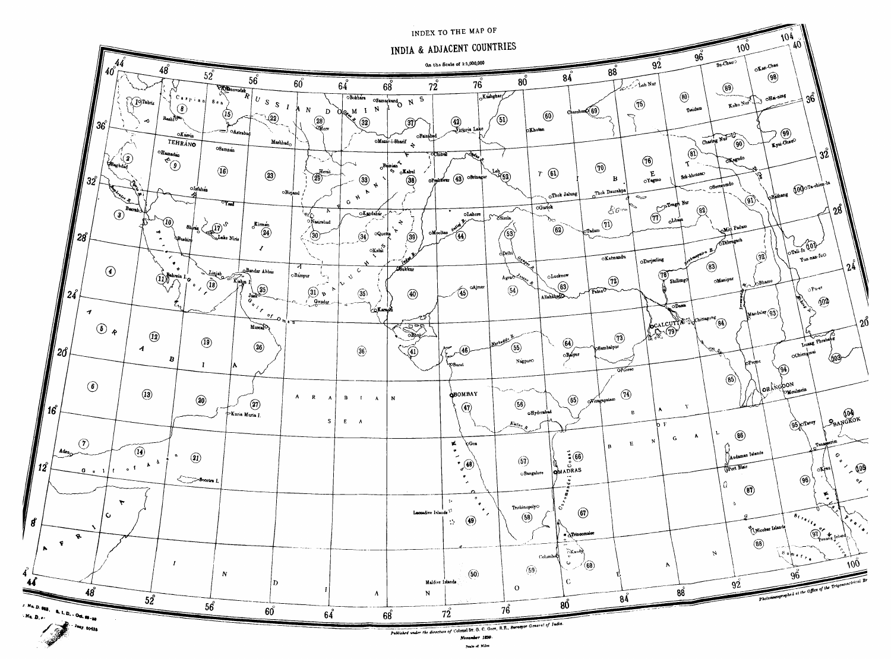# INDEX TO THE MAP OF

# INDIA & ADJACENT COUNTRIES

On the Scale of 1:1,000,000

Published under the direction of Colonel Sr. G. C. Gore, R.E., Surveyor General of India.

November 1890.

Scale of Miles

Photozincographed at the Office of the Trigonometrical Br.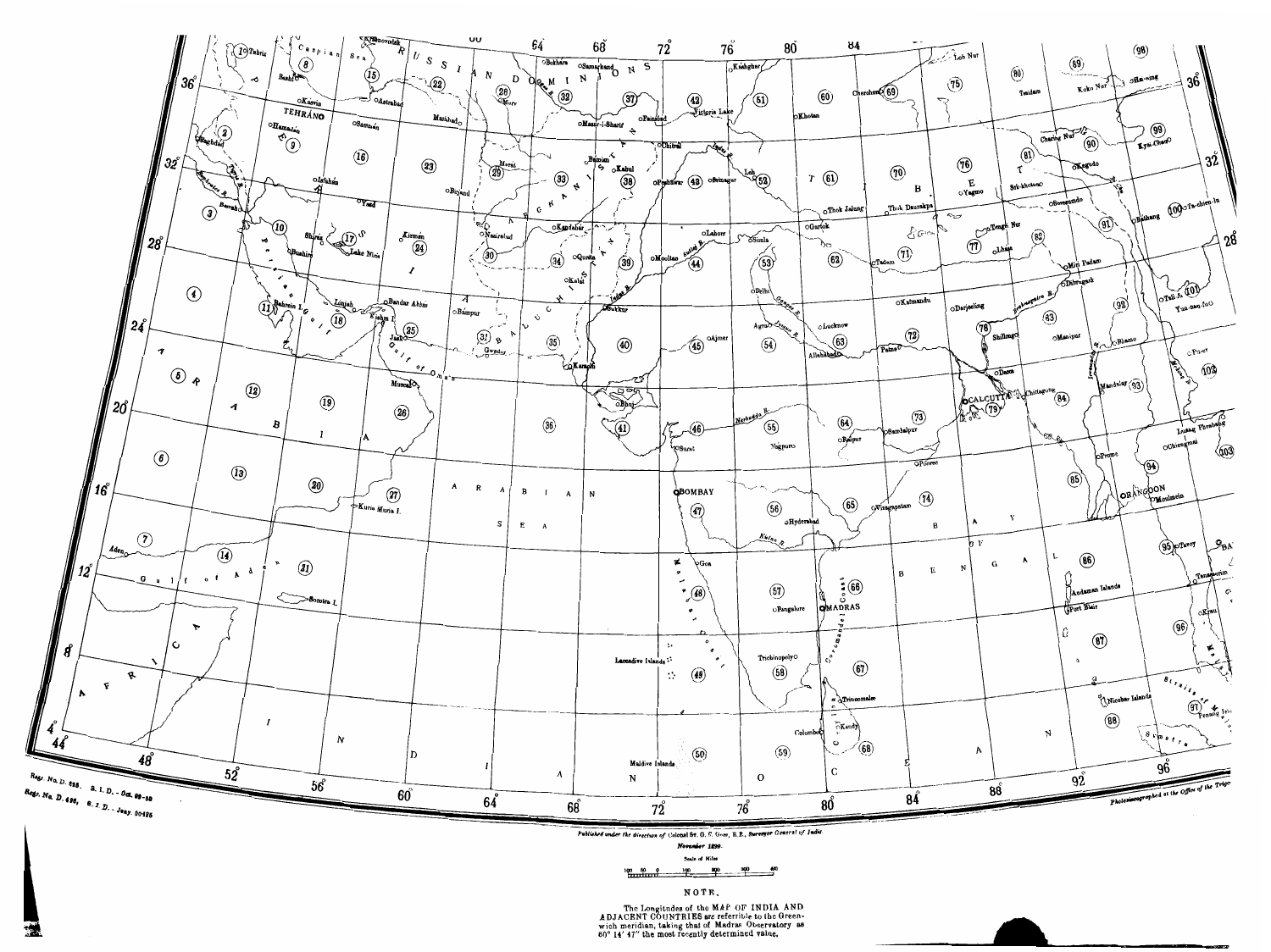Regr. No. D. 898. S. I. D. - Oct. 99-59

Regr. No. D. 496, S. I. D. - Jany. 00425

*Published under the direction of Colonel St. G. C. Gore, R.E., Surveyor General of India.*

*November 1899.*

Scale of Miles

100 50 0 100 200 300 400

*Photozincographed at the Office of the Trigo*

NOTE.

The Longitudes of the MAP OF INDIA AND ADJACENT COUNTRIES are referrible to the Greenwich meridian, taking that of Madras Observatory as 80° 14′ 47″ the most recently determined value.